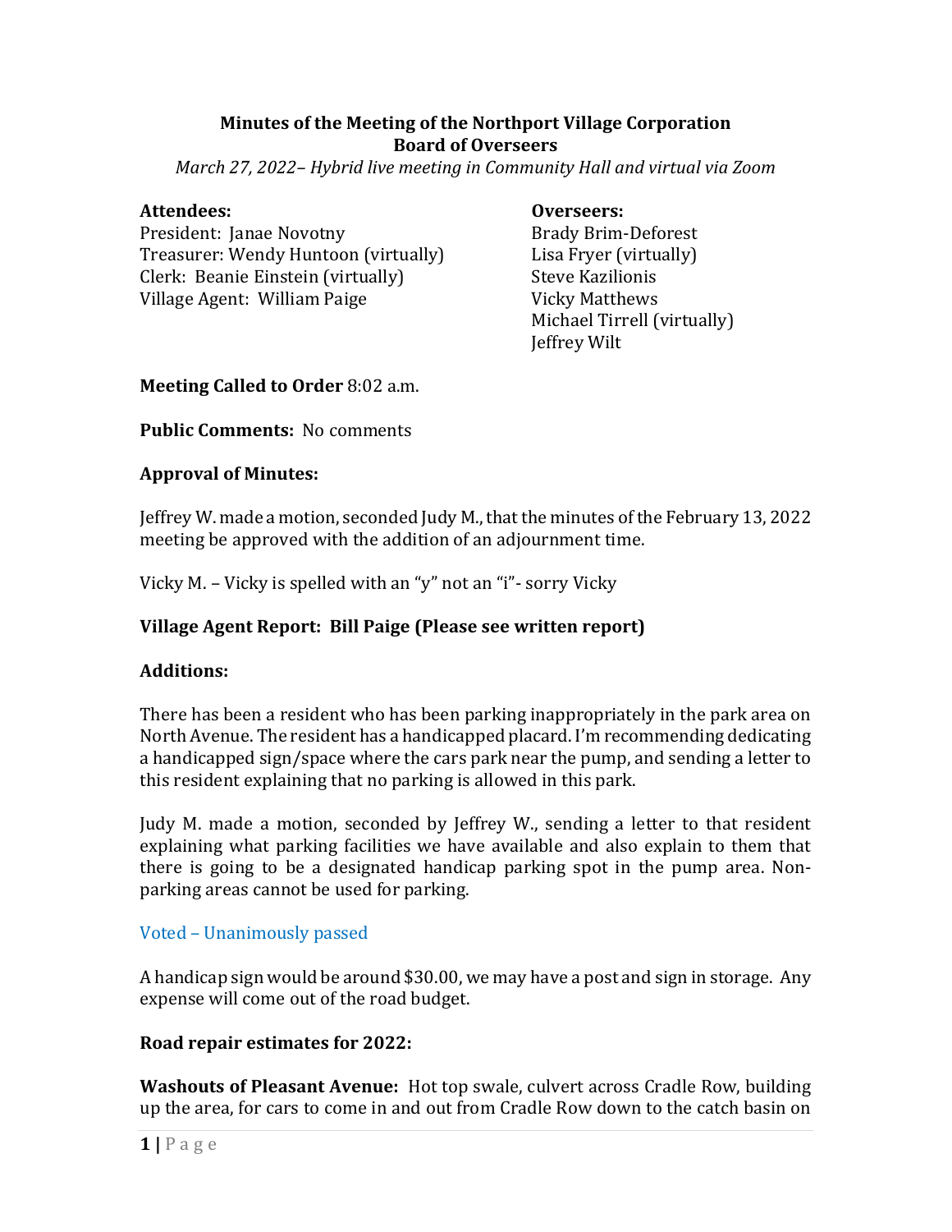**Minutes of the Meeting of the Northport Village Corporation**
**Board of Overseers**

*March 27, 2022– Hybrid live meeting in Community Hall and virtual via Zoom*

**Attendees:**
President: Janae Novotny
Treasurer: Wendy Huntoon (virtually)
Clerk: Beanie Einstein (virtually)
Village Agent: William Paige

**Overseers:**
Brady Brim-Deforest
Lisa Fryer (virtually)
Steve Kazilionis
Vicky Matthews
Michael Tirrell (virtually)
Jeffrey Wilt

**Meeting Called to Order** 8:02 a.m.

**Public Comments:** No comments

**Approval of Minutes:**

Jeffrey W. made a motion, seconded Judy M., that the minutes of the February 13, 2022 meeting be approved with the addition of an adjournment time.

Vicky M. – Vicky is spelled with an "y" not an "i"- sorry Vicky

**Village Agent Report: Bill Paige (Please see written report)**

**Additions:**

There has been a resident who has been parking inappropriately in the park area on North Avenue. The resident has a handicapped placard. I'm recommending dedicating a handicapped sign/space where the cars park near the pump, and sending a letter to this resident explaining that no parking is allowed in this park.

Judy M. made a motion, seconded by Jeffrey W., sending a letter to that resident explaining what parking facilities we have available and also explain to them that there is going to be a designated handicap parking spot in the pump area. Non-parking areas cannot be used for parking.

Voted – Unanimously passed

A handicap sign would be around $30.00, we may have a post and sign in storage. Any expense will come out of the road budget.

**Road repair estimates for 2022:**

**Washouts of Pleasant Avenue:** Hot top swale, culvert across Cradle Row, building up the area, for cars to come in and out from Cradle Row down to the catch basin on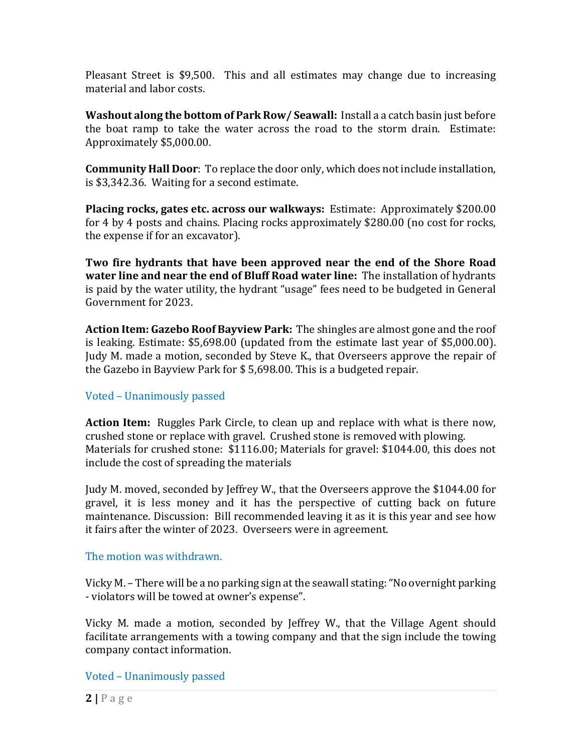Pleasant Street is $9,500. This and all estimates may change due to increasing material and labor costs.

**Washout along the bottom of Park Row/ Seawall:** Install a a catch basin just before the boat ramp to take the water across the road to the storm drain. Estimate: Approximately $5,000.00.

**Community Hall Door**: To replace the door only, which does not include installation, is $3,342.36. Waiting for a second estimate.

**Placing rocks, gates etc. across our walkways:** Estimate: Approximately $200.00 for 4 by 4 posts and chains. Placing rocks approximately $280.00 (no cost for rocks, the expense if for an excavator).

**Two fire hydrants that have been approved near the end of the Shore Road water line and near the end of Bluff Road water line:** The installation of hydrants is paid by the water utility, the hydrant "usage" fees need to be budgeted in General Government for 2023.

**Action Item: Gazebo Roof Bayview Park:** The shingles are almost gone and the roof is leaking. Estimate: $5,698.00 (updated from the estimate last year of $5,000.00). Judy M. made a motion, seconded by Steve K., that Overseers approve the repair of the Gazebo in Bayview Park for $ 5,698.00. This is a budgeted repair.

Voted – Unanimously passed

**Action Item:** Ruggles Park Circle, to clean up and replace with what is there now, crushed stone or replace with gravel. Crushed stone is removed with plowing. Materials for crushed stone: $1116.00; Materials for gravel: $1044.00, this does not include the cost of spreading the materials

Judy M. moved, seconded by Jeffrey W., that the Overseers approve the $1044.00 for gravel, it is less money and it has the perspective of cutting back on future maintenance. Discussion: Bill recommended leaving it as it is this year and see how it fairs after the winter of 2023. Overseers were in agreement.

The motion was withdrawn.

Vicky M. – There will be a no parking sign at the seawall stating: "No overnight parking - violators will be towed at owner's expense".

Vicky M. made a motion, seconded by Jeffrey W., that the Village Agent should facilitate arrangements with a towing company and that the sign include the towing company contact information.

Voted – Unanimously passed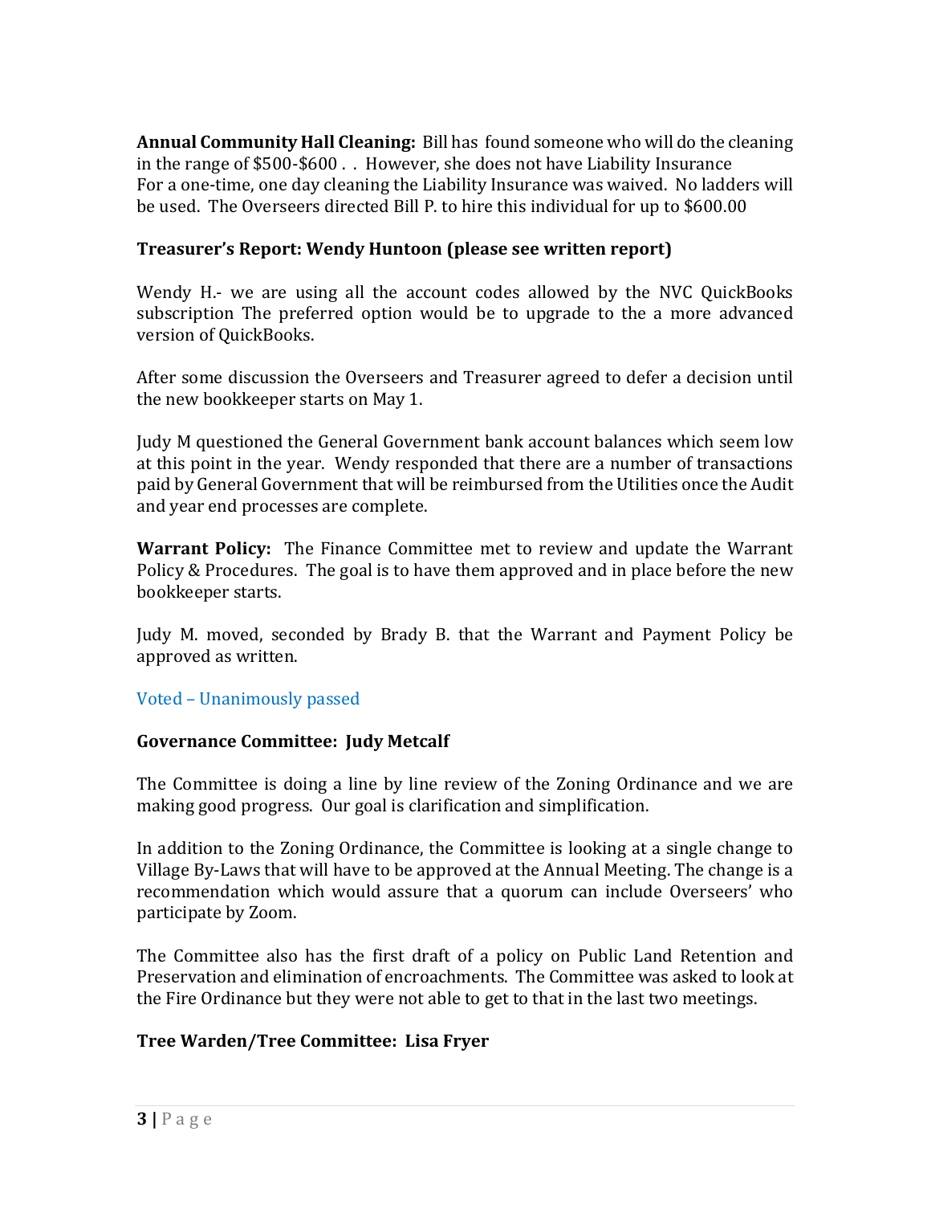**Annual Community Hall Cleaning:** Bill has found someone who will do the cleaning in the range of $500-$600 . . However, she does not have Liability Insurance For a one-time, one day cleaning the Liability Insurance was waived. No ladders will be used. The Overseers directed Bill P. to hire this individual for up to $600.00

**Treasurer's Report: Wendy Huntoon (please see written report)**

Wendy H.- we are using all the account codes allowed by the NVC QuickBooks subscription The preferred option would be to upgrade to the a more advanced version of QuickBooks.

After some discussion the Overseers and Treasurer agreed to defer a decision until the new bookkeeper starts on May 1.

Judy M questioned the General Government bank account balances which seem low at this point in the year. Wendy responded that there are a number of transactions paid by General Government that will be reimbursed from the Utilities once the Audit and year end processes are complete.

**Warrant Policy:** The Finance Committee met to review and update the Warrant Policy & Procedures. The goal is to have them approved and in place before the new bookkeeper starts.

Judy M. moved, seconded by Brady B. that the Warrant and Payment Policy be approved as written.

Voted – Unanimously passed

**Governance Committee: Judy Metcalf**

The Committee is doing a line by line review of the Zoning Ordinance and we are making good progress. Our goal is clarification and simplification.

In addition to the Zoning Ordinance, the Committee is looking at a single change to Village By-Laws that will have to be approved at the Annual Meeting. The change is a recommendation which would assure that a quorum can include Overseers' who participate by Zoom.

The Committee also has the first draft of a policy on Public Land Retention and Preservation and elimination of encroachments. The Committee was asked to look at the Fire Ordinance but they were not able to get to that in the last two meetings.

**Tree Warden/Tree Committee: Lisa Fryer**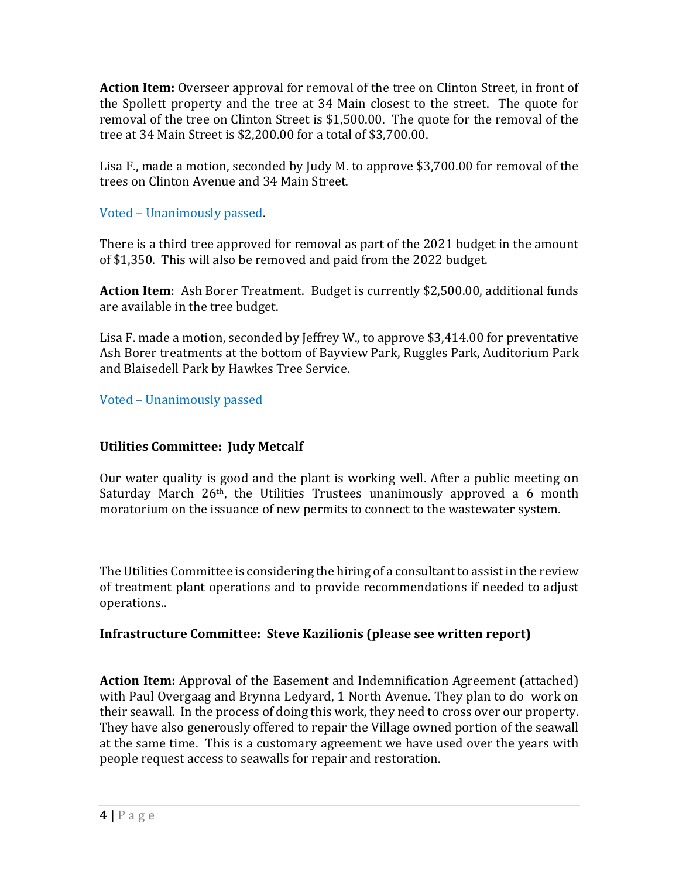**Action Item:** Overseer approval for removal of the tree on Clinton Street, in front of the Spollett property and the tree at 34 Main closest to the street. The quote for removal of the tree on Clinton Street is $1,500.00. The quote for the removal of the tree at 34 Main Street is $2,200.00 for a total of $3,700.00.

Lisa F., made a motion, seconded by Judy M. to approve $3,700.00 for removal of the trees on Clinton Avenue and 34 Main Street.

Voted – Unanimously passed.

There is a third tree approved for removal as part of the 2021 budget in the amount of $1,350. This will also be removed and paid from the 2022 budget.

**Action Item**: Ash Borer Treatment. Budget is currently $2,500.00, additional funds are available in the tree budget.

Lisa F. made a motion, seconded by Jeffrey W., to approve $3,414.00 for preventative Ash Borer treatments at the bottom of Bayview Park, Ruggles Park, Auditorium Park and Blaisedell Park by Hawkes Tree Service.

Voted – Unanimously passed

**Utilities Committee: Judy Metcalf**

Our water quality is good and the plant is working well. After a public meeting on Saturday March 26th, the Utilities Trustees unanimously approved a 6 month moratorium on the issuance of new permits to connect to the wastewater system.

The Utilities Committee is considering the hiring of a consultant to assist in the review of treatment plant operations and to provide recommendations if needed to adjust operations..

**Infrastructure Committee: Steve Kazilionis (please see written report)**

**Action Item:** Approval of the Easement and Indemnification Agreement (attached) with Paul Overgaag and Brynna Ledyard, 1 North Avenue. They plan to do work on their seawall. In the process of doing this work, they need to cross over our property. They have also generously offered to repair the Village owned portion of the seawall at the same time. This is a customary agreement we have used over the years with people request access to seawalls for repair and restoration.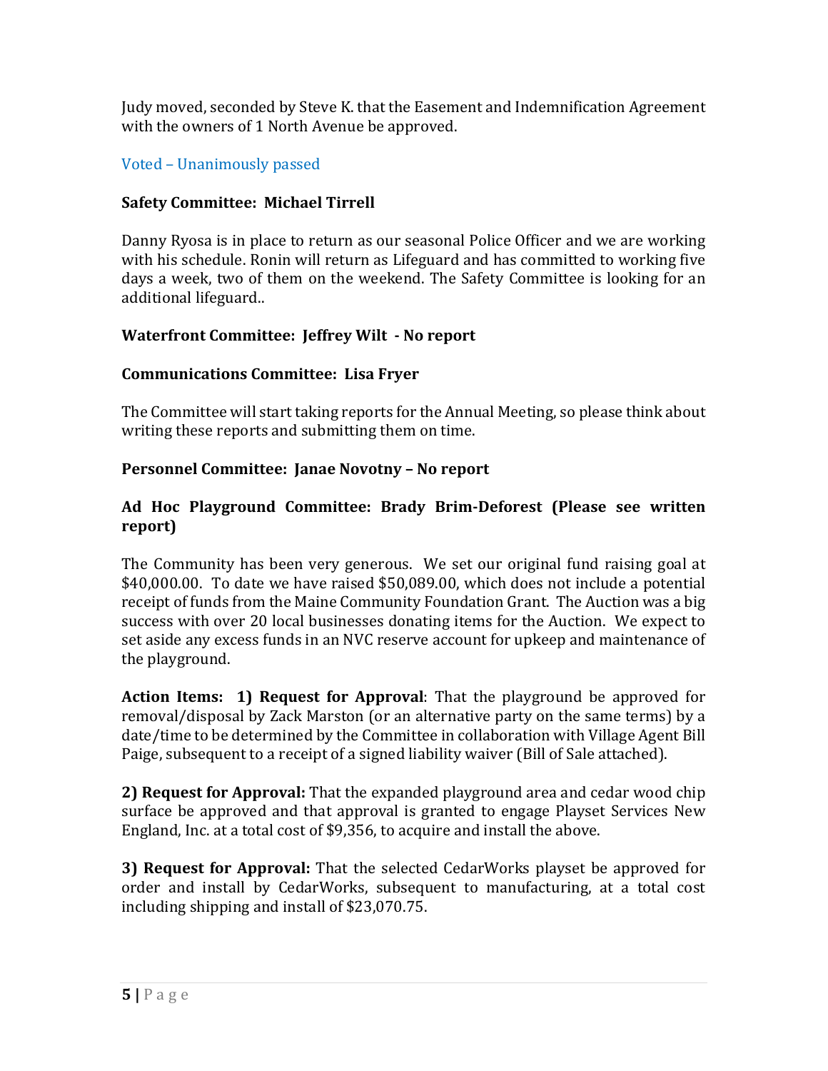Judy moved, seconded by Steve K. that the Easement and Indemnification Agreement with the owners of 1 North Avenue be approved.

Voted – Unanimously passed

**Safety Committee: Michael Tirrell**

Danny Ryosa is in place to return as our seasonal Police Officer and we are working with his schedule. Ronin will return as Lifeguard and has committed to working five days a week, two of them on the weekend. The Safety Committee is looking for an additional lifeguard..

**Waterfront Committee: Jeffrey Wilt - No report**

**Communications Committee: Lisa Fryer**

The Committee will start taking reports for the Annual Meeting, so please think about writing these reports and submitting them on time.

**Personnel Committee: Janae Novotny – No report**

**Ad Hoc Playground Committee: Brady Brim-Deforest (Please see written report)**

The Community has been very generous. We set our original fund raising goal at $40,000.00. To date we have raised $50,089.00, which does not include a potential receipt of funds from the Maine Community Foundation Grant. The Auction was a big success with over 20 local businesses donating items for the Auction. We expect to set aside any excess funds in an NVC reserve account for upkeep and maintenance of the playground.

**Action Items: 1) Request for Approval**: That the playground be approved for removal/disposal by Zack Marston (or an alternative party on the same terms) by a date/time to be determined by the Committee in collaboration with Village Agent Bill Paige, subsequent to a receipt of a signed liability waiver (Bill of Sale attached).

**2) Request for Approval:** That the expanded playground area and cedar wood chip surface be approved and that approval is granted to engage Playset Services New England, Inc. at a total cost of $9,356, to acquire and install the above.

**3) Request for Approval:** That the selected CedarWorks playset be approved for order and install by CedarWorks, subsequent to manufacturing, at a total cost including shipping and install of $23,070.75.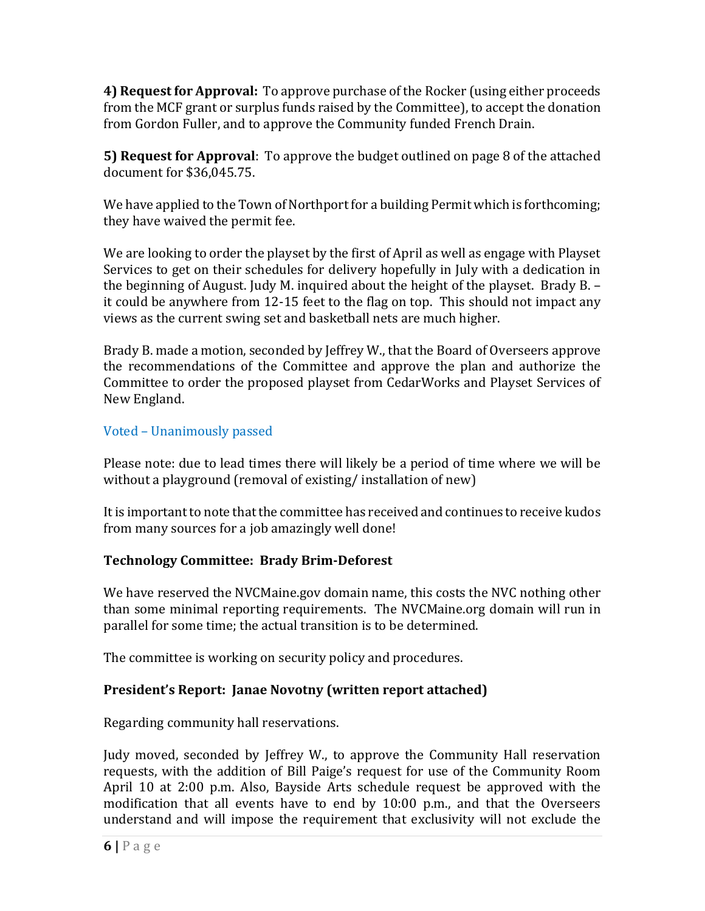**4) Request for Approval:** To approve purchase of the Rocker (using either proceeds from the MCF grant or surplus funds raised by the Committee), to accept the donation from Gordon Fuller, and to approve the Community funded French Drain.

**5) Request for Approval**: To approve the budget outlined on page 8 of the attached document for $36,045.75.

We have applied to the Town of Northport for a building Permit which is forthcoming; they have waived the permit fee.

We are looking to order the playset by the first of April as well as engage with Playset Services to get on their schedules for delivery hopefully in July with a dedication in the beginning of August. Judy M. inquired about the height of the playset. Brady B. – it could be anywhere from 12-15 feet to the flag on top. This should not impact any views as the current swing set and basketball nets are much higher.

Brady B. made a motion, seconded by Jeffrey W., that the Board of Overseers approve the recommendations of the Committee and approve the plan and authorize the Committee to order the proposed playset from CedarWorks and Playset Services of New England.

Voted – Unanimously passed

Please note: due to lead times there will likely be a period of time where we will be without a playground (removal of existing/ installation of new)

It is important to note that the committee has received and continues to receive kudos from many sources for a job amazingly well done!

### Technology Committee: Brady Brim-Deforest

We have reserved the NVCMaine.gov domain name, this costs the NVC nothing other than some minimal reporting requirements. The NVCMaine.org domain will run in parallel for some time; the actual transition is to be determined.

The committee is working on security policy and procedures.

### President's Report: Janae Novotny (written report attached)

Regarding community hall reservations.

Judy moved, seconded by Jeffrey W., to approve the Community Hall reservation requests, with the addition of Bill Paige's request for use of the Community Room April 10 at 2:00 p.m. Also, Bayside Arts schedule request be approved with the modification that all events have to end by 10:00 p.m., and that the Overseers understand and will impose the requirement that exclusivity will not exclude the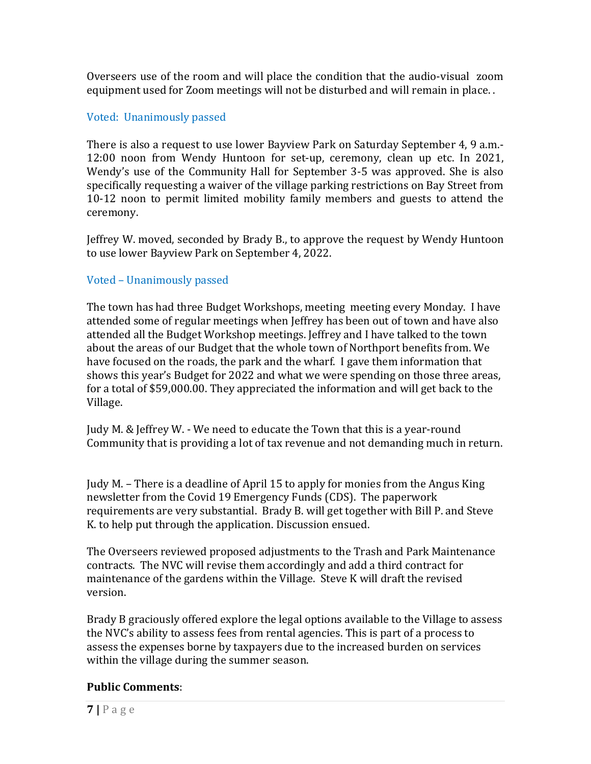Overseers use of the room and will place the condition that the audio-visual zoom equipment used for Zoom meetings will not be disturbed and will remain in place. .

Voted: Unanimously passed

There is also a request to use lower Bayview Park on Saturday September 4, 9 a.m.-12:00 noon from Wendy Huntoon for set-up, ceremony, clean up etc. In 2021, Wendy's use of the Community Hall for September 3-5 was approved. She is also specifically requesting a waiver of the village parking restrictions on Bay Street from 10-12 noon to permit limited mobility family members and guests to attend the ceremony.

Jeffrey W. moved, seconded by Brady B., to approve the request by Wendy Huntoon to use lower Bayview Park on September 4, 2022.

Voted – Unanimously passed

The town has had three Budget Workshops, meeting meeting every Monday. I have attended some of regular meetings when Jeffrey has been out of town and have also attended all the Budget Workshop meetings. Jeffrey and I have talked to the town about the areas of our Budget that the whole town of Northport benefits from. We have focused on the roads, the park and the wharf. I gave them information that shows this year's Budget for 2022 and what we were spending on those three areas, for a total of $59,000.00. They appreciated the information and will get back to the Village.

Judy M. & Jeffrey W. - We need to educate the Town that this is a year-round Community that is providing a lot of tax revenue and not demanding much in return.

Judy M. – There is a deadline of April 15 to apply for monies from the Angus King newsletter from the Covid 19 Emergency Funds (CDS). The paperwork requirements are very substantial. Brady B. will get together with Bill P. and Steve K. to help put through the application. Discussion ensued.

The Overseers reviewed proposed adjustments to the Trash and Park Maintenance contracts. The NVC will revise them accordingly and add a third contract for maintenance of the gardens within the Village. Steve K will draft the revised version.

Brady B graciously offered explore the legal options available to the Village to assess the NVC's ability to assess fees from rental agencies. This is part of a process to assess the expenses borne by taxpayers due to the increased burden on services within the village during the summer season.

**Public Comments**: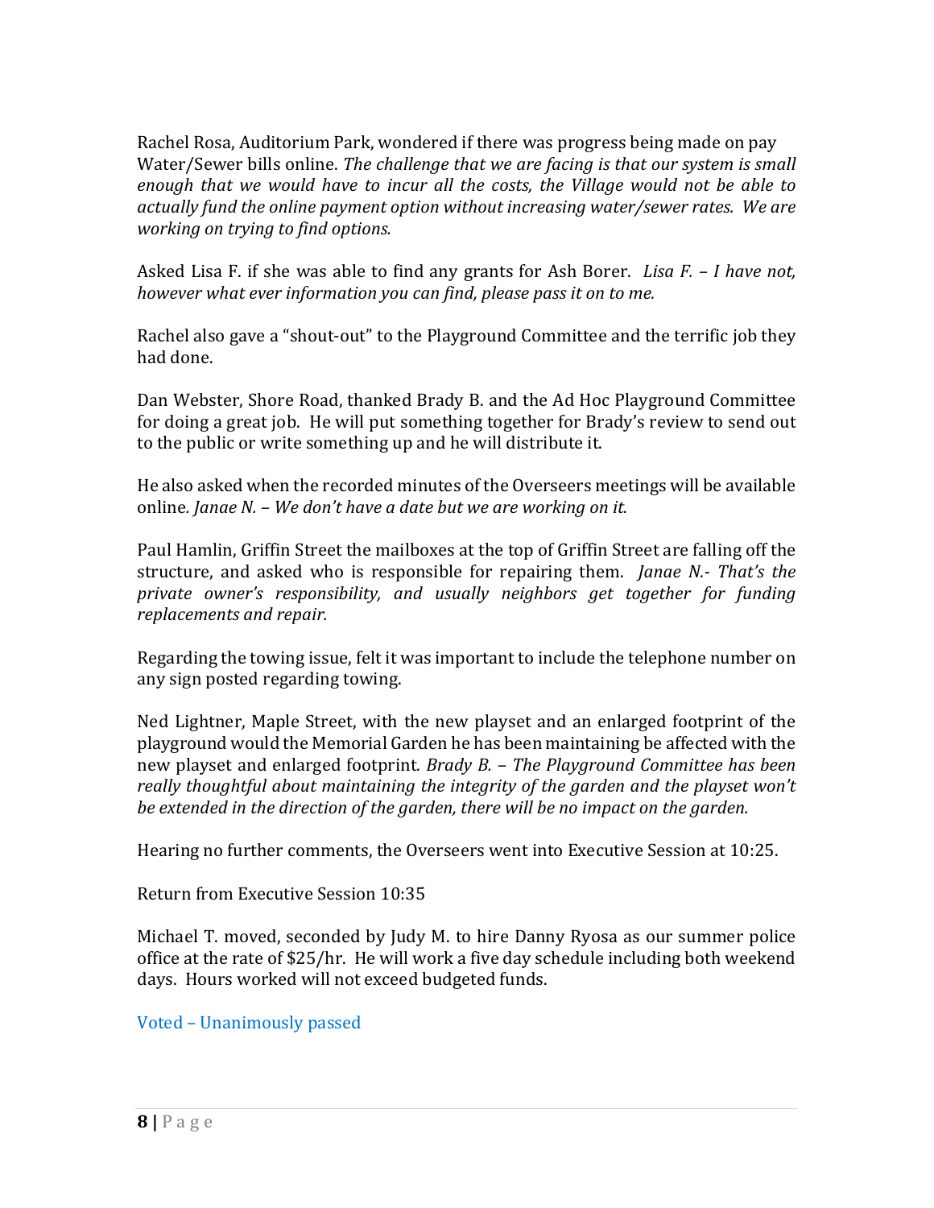Rachel Rosa, Auditorium Park, wondered if there was progress being made on pay Water/Sewer bills online. *The challenge that we are facing is that our system is small enough that we would have to incur all the costs, the Village would not be able to actually fund the online payment option without increasing water/sewer rates. We are working on trying to find options.*

Asked Lisa F. if she was able to find any grants for Ash Borer. *Lisa F. – I have not, however what ever information you can find, please pass it on to me.*

Rachel also gave a "shout-out" to the Playground Committee and the terrific job they had done.

Dan Webster, Shore Road, thanked Brady B. and the Ad Hoc Playground Committee for doing a great job. He will put something together for Brady's review to send out to the public or write something up and he will distribute it.

He also asked when the recorded minutes of the Overseers meetings will be available online. *Janae N. – We don't have a date but we are working on it.*

Paul Hamlin, Griffin Street the mailboxes at the top of Griffin Street are falling off the structure, and asked who is responsible for repairing them. *Janae N.- That's the private owner's responsibility, and usually neighbors get together for funding replacements and repair.*

Regarding the towing issue, felt it was important to include the telephone number on any sign posted regarding towing.

Ned Lightner, Maple Street, with the new playset and an enlarged footprint of the playground would the Memorial Garden he has been maintaining be affected with the new playset and enlarged footprint. *Brady B. – The Playground Committee has been really thoughtful about maintaining the integrity of the garden and the playset won't be extended in the direction of the garden, there will be no impact on the garden.*

Hearing no further comments, the Overseers went into Executive Session at 10:25.

Return from Executive Session 10:35

Michael T. moved, seconded by Judy M. to hire Danny Ryosa as our summer police office at the rate of $25/hr. He will work a five day schedule including both weekend days. Hours worked will not exceed budgeted funds.

Voted – Unanimously passed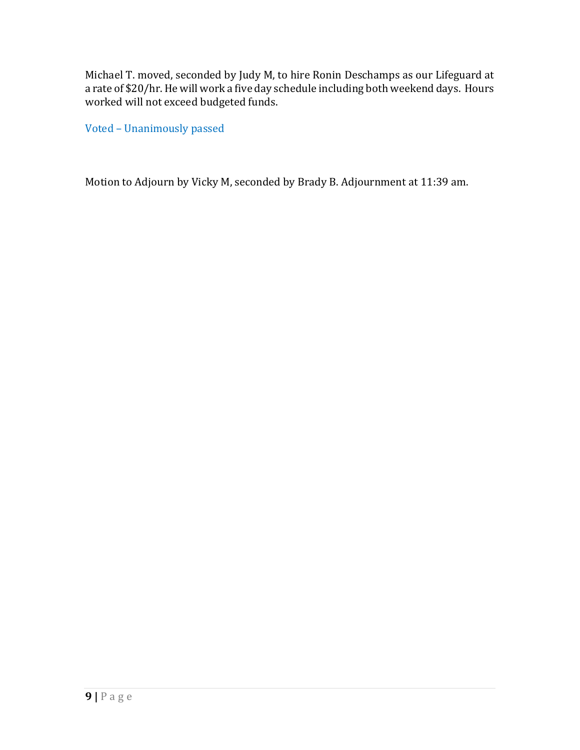Michael T. moved, seconded by Judy M, to hire Ronin Deschamps as our Lifeguard at a rate of $20/hr. He will work a five day schedule including both weekend days. Hours worked will not exceed budgeted funds.

Voted – Unanimously passed

Motion to Adjourn by Vicky M, seconded by Brady B. Adjournment at 11:39 am.